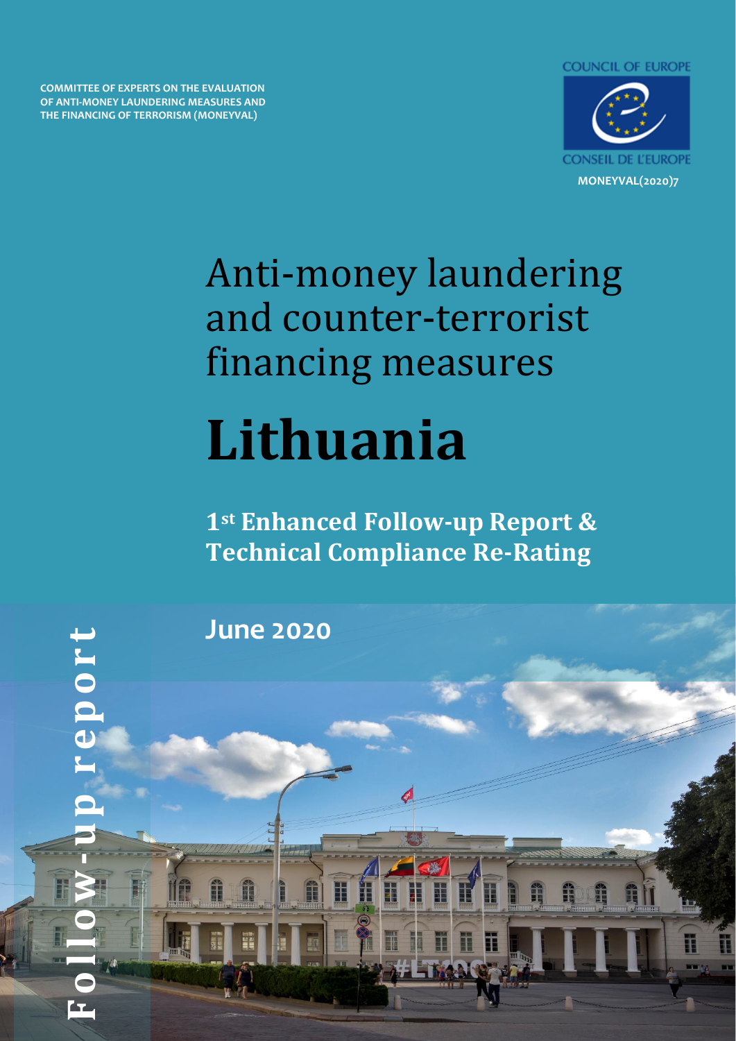COMMITTEE OF EXPERTS ON THE EVALUATION OF ANTI-MONEY LAUNDERING MEASURES AND THE FINANCING OF TERRORISM (MONEYVAL)

COUNCIL OF EUROPE

CONSEIL DE L'EUROPE

MONEYVAL(2020)7

# Anti-money laundering and counter-terrorist financing measures

# Lithuania

## 1st Enhanced Follow-up Report & Technical Compliance Re-Rating

**June 2020**

Follow-up report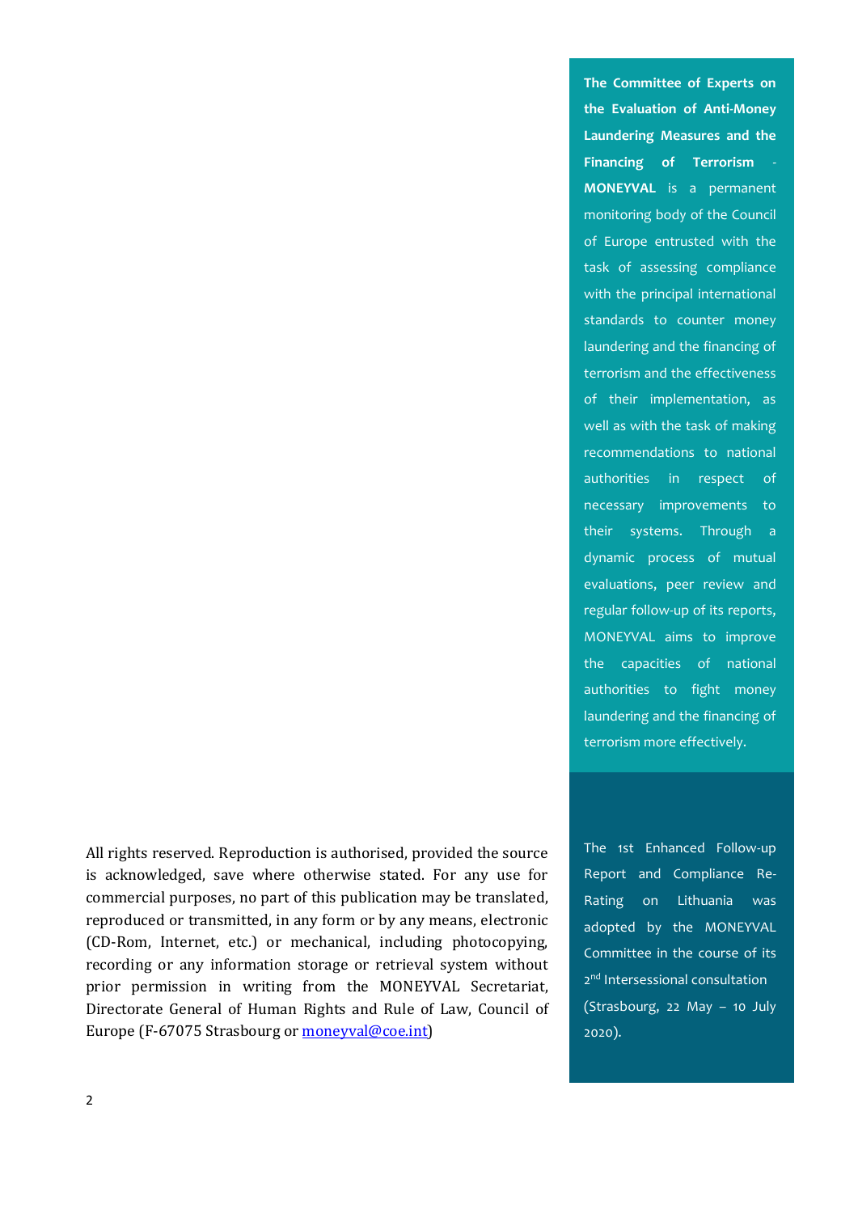**The Committee of Experts on the Evaluation of Anti-Money Laundering Measures and the Financing of Terrorism - MONEYVAL** is a permanent monitoring body of the Council of Europe entrusted with the task of assessing compliance with the principal international standards to counter money laundering and the financing of terrorism and the effectiveness of their implementation, as well as with the task of making recommendations to national authorities in respect of necessary improvements to their systems. Through a dynamic process of mutual evaluations, peer review and regular follow-up of its reports, MONEYVAL aims to improve the capacities of national authorities to fight money laundering and the financing of terrorism more effectively.

The 1st Enhanced Follow-up Report and Compliance Re-Rating on Lithuania was adopted by the MONEYVAL Committee in the course of its 2nd Intersessional consultation (Strasbourg, 22 May – 10 July 2020).

All rights reserved. Reproduction is authorised, provided the source is acknowledged, save where otherwise stated. For any use for commercial purposes, no part of this publication may be translated, reproduced or transmitted, in any form or by any means, electronic (CD-Rom, Internet, etc.) or mechanical, including photocopying, recording or any information storage or retrieval system without prior permission in writing from the MONEYVAL Secretariat, Directorate General of Human Rights and Rule of Law, Council of Europe (F-67075 Strasbourg or moneyval@coe.int)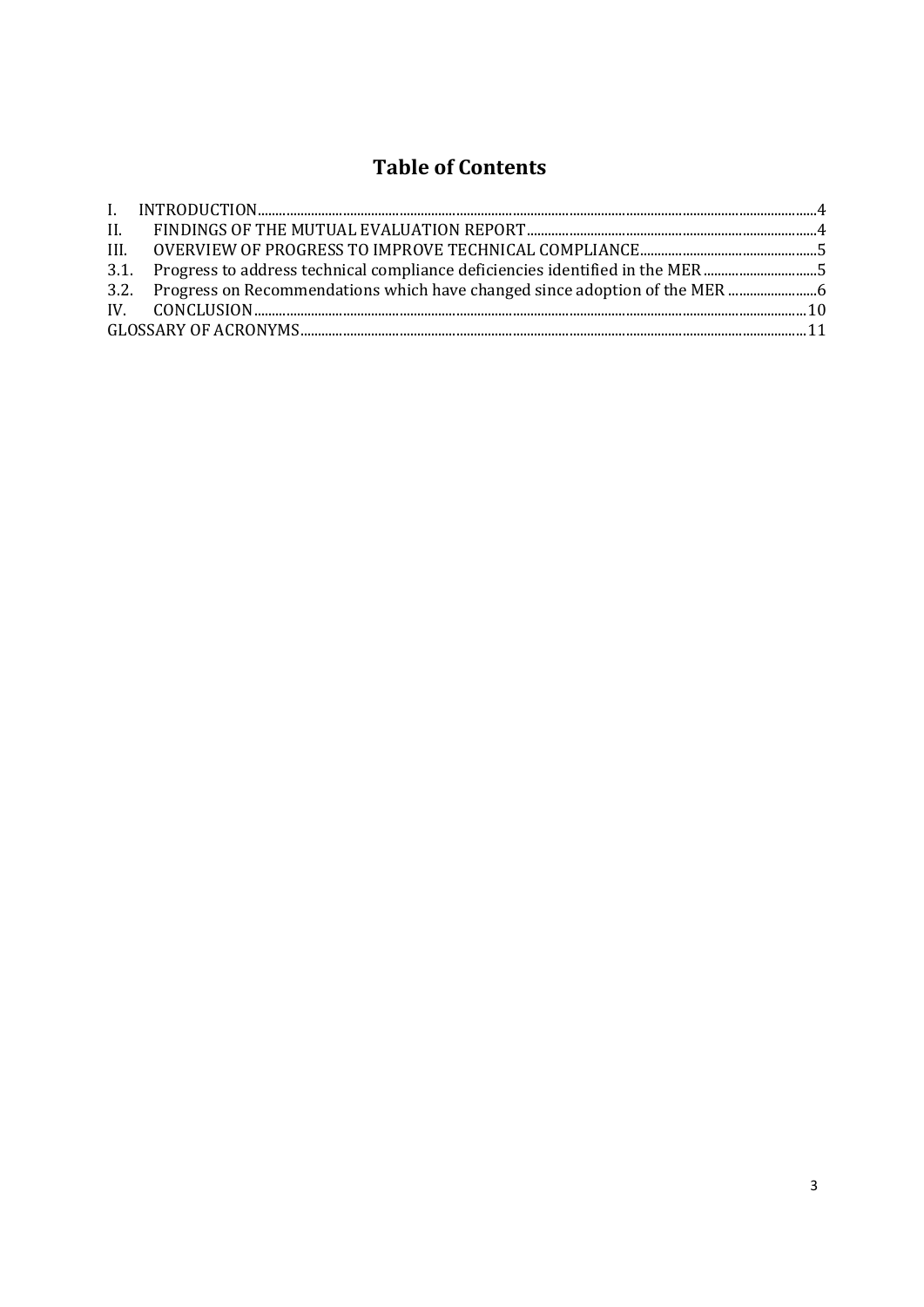# Table of Contents

I. INTRODUCTION ... 4
II. FINDINGS OF THE MUTUAL EVALUATION REPORT ... 4
III. OVERVIEW OF PROGRESS TO IMPROVE TECHNICAL COMPLIANCE ... 5
3.1. Progress to address technical compliance deficiencies identified in the MER ... 5
3.2. Progress on Recommendations which have changed since adoption of the MER ... 6
IV. CONCLUSION ... 10
GLOSSARY OF ACRONYMS ... 11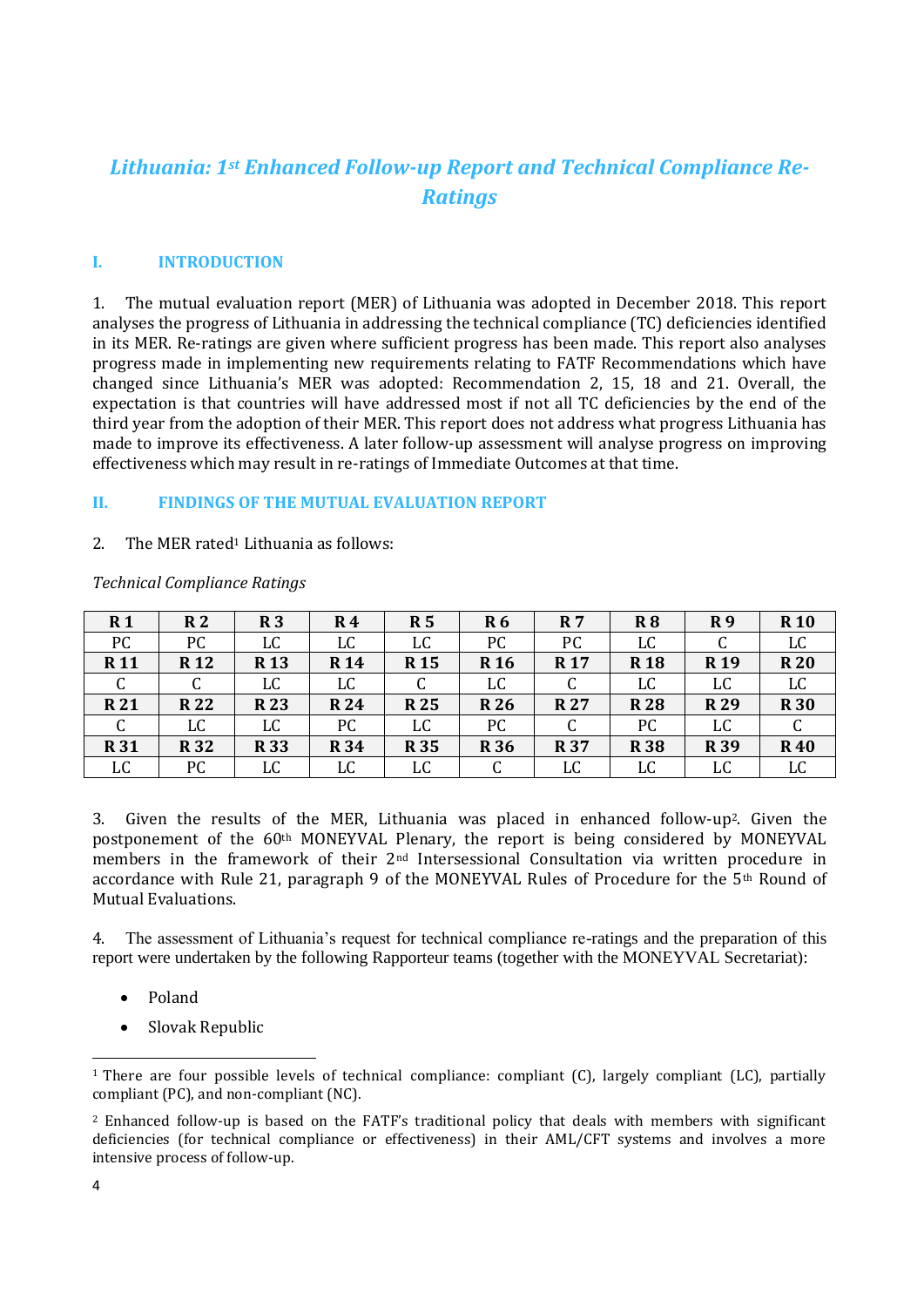# *Lithuania: 1st Enhanced Follow-up Report and Technical Compliance Re-Ratings*

## I. INTRODUCTION

1. The mutual evaluation report (MER) of Lithuania was adopted in December 2018. This report analyses the progress of Lithuania in addressing the technical compliance (TC) deficiencies identified in its MER. Re-ratings are given where sufficient progress has been made. This report also analyses progress made in implementing new requirements relating to FATF Recommendations which have changed since Lithuania's MER was adopted: Recommendation 2, 15, 18 and 21. Overall, the expectation is that countries will have addressed most if not all TC deficiencies by the end of the third year from the adoption of their MER. This report does not address what progress Lithuania has made to improve its effectiveness. A later follow-up assessment will analyse progress on improving effectiveness which may result in re-ratings of Immediate Outcomes at that time.

## II. FINDINGS OF THE MUTUAL EVALUATION REPORT

2. The MER rated[1] Lithuania as follows:

*Technical Compliance Ratings*

| R 1 | R 2 | R 3 | R 4 | R 5 | R 6 | R 7 | R 8 | R 9 | R 10 |
|---|---|---|---|---|---|---|---|---|---|
| PC | PC | LC | LC | LC | PC | PC | LC | C | LC |
| **R 11** | **R 12** | **R 13** | **R 14** | **R 15** | **R 16** | **R 17** | **R 18** | **R 19** | **R 20** |
| C | C | LC | LC | C | LC | C | LC | LC | LC |
| **R 21** | **R 22** | **R 23** | **R 24** | **R 25** | **R 26** | **R 27** | **R 28** | **R 29** | **R 30** |
| C | LC | LC | PC | LC | PC | C | PC | LC | C |
| **R 31** | **R 32** | **R 33** | **R 34** | **R 35** | **R 36** | **R 37** | **R 38** | **R 39** | **R 40** |
| LC | PC | LC | LC | LC | C | LC | LC | LC | LC |

3. Given the results of the MER, Lithuania was placed in enhanced follow-up[2]. Given the postponement of the 60th MONEYVAL Plenary, the report is being considered by MONEYVAL members in the framework of their 2nd Intersessional Consultation via written procedure in accordance with Rule 21, paragraph 9 of the MONEYVAL Rules of Procedure for the 5th Round of Mutual Evaluations.

4. The assessment of Lithuania's request for technical compliance re-ratings and the preparation of this report were undertaken by the following Rapporteur teams (together with the MONEYVAL Secretariat):

- Poland
- Slovak Republic

---

[1] There are four possible levels of technical compliance: compliant (C), largely compliant (LC), partially compliant (PC), and non-compliant (NC).

[2] Enhanced follow-up is based on the FATF's traditional policy that deals with members with significant deficiencies (for technical compliance or effectiveness) in their AML/CFT systems and involves a more intensive process of follow-up.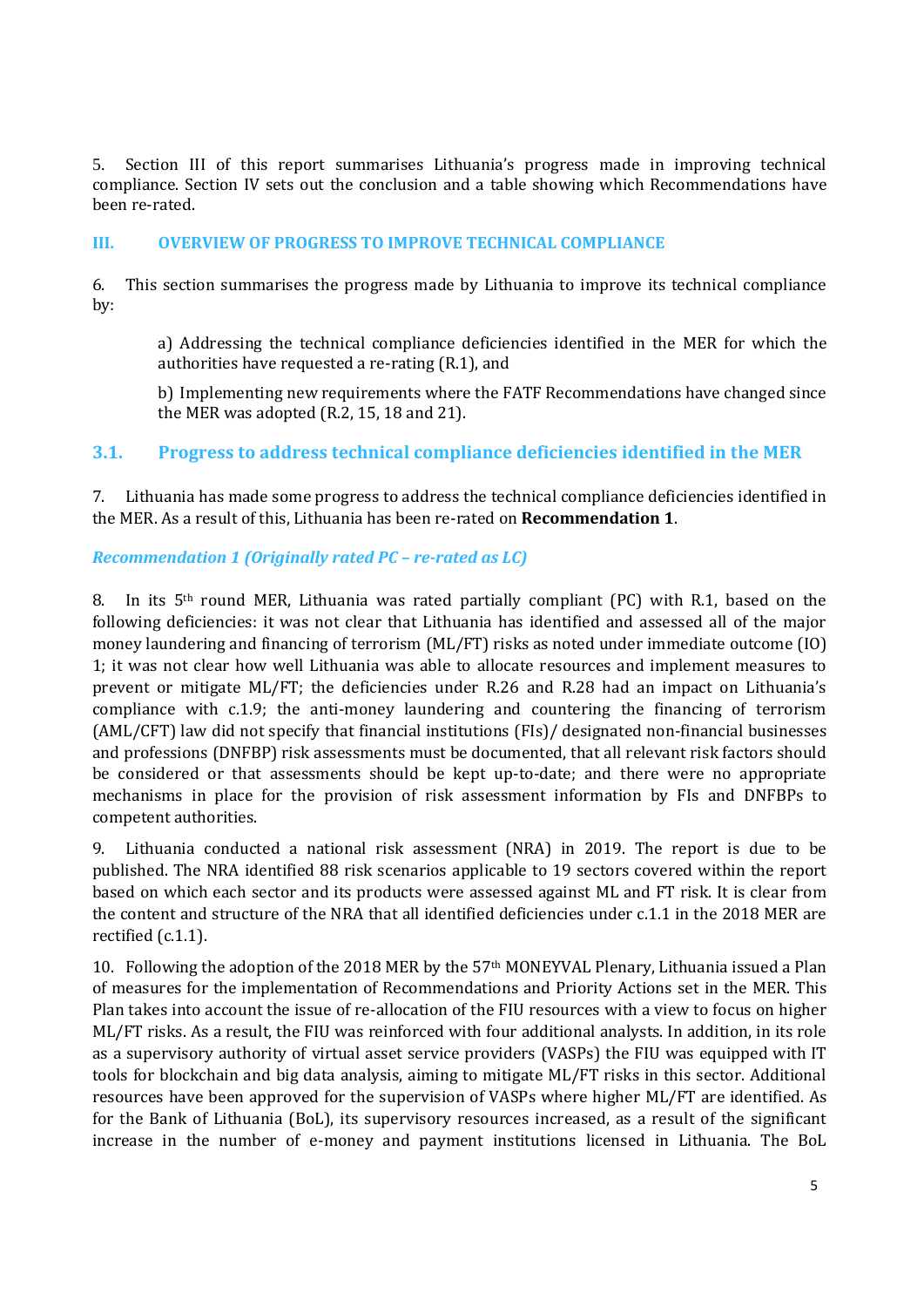5. Section III of this report summarises Lithuania's progress made in improving technical compliance. Section IV sets out the conclusion and a table showing which Recommendations have been re-rated.

## III. OVERVIEW OF PROGRESS TO IMPROVE TECHNICAL COMPLIANCE

6. This section summarises the progress made by Lithuania to improve its technical compliance by:

> a) Addressing the technical compliance deficiencies identified in the MER for which the authorities have requested a re-rating (R.1), and
>
> b) Implementing new requirements where the FATF Recommendations have changed since the MER was adopted (R.2, 15, 18 and 21).

### 3.1. Progress to address technical compliance deficiencies identified in the MER

7. Lithuania has made some progress to address the technical compliance deficiencies identified in the MER. As a result of this, Lithuania has been re-rated on **Recommendation 1**.

#### *Recommendation 1 (Originally rated PC – re-rated as LC)*

8. In its 5th round MER, Lithuania was rated partially compliant (PC) with R.1, based on the following deficiencies: it was not clear that Lithuania has identified and assessed all of the major money laundering and financing of terrorism (ML/FT) risks as noted under immediate outcome (IO) 1; it was not clear how well Lithuania was able to allocate resources and implement measures to prevent or mitigate ML/FT; the deficiencies under R.26 and R.28 had an impact on Lithuania's compliance with c.1.9; the anti-money laundering and countering the financing of terrorism (AML/CFT) law did not specify that financial institutions (FIs)/ designated non-financial businesses and professions (DNFBP) risk assessments must be documented, that all relevant risk factors should be considered or that assessments should be kept up-to-date; and there were no appropriate mechanisms in place for the provision of risk assessment information by FIs and DNFBPs to competent authorities.

9. Lithuania conducted a national risk assessment (NRA) in 2019. The report is due to be published. The NRA identified 88 risk scenarios applicable to 19 sectors covered within the report based on which each sector and its products were assessed against ML and FT risk. It is clear from the content and structure of the NRA that all identified deficiencies under c.1.1 in the 2018 MER are rectified (c.1.1).

10. Following the adoption of the 2018 MER by the 57th MONEYVAL Plenary, Lithuania issued a Plan of measures for the implementation of Recommendations and Priority Actions set in the MER. This Plan takes into account the issue of re-allocation of the FIU resources with a view to focus on higher ML/FT risks. As a result, the FIU was reinforced with four additional analysts. In addition, in its role as a supervisory authority of virtual asset service providers (VASPs) the FIU was equipped with IT tools for blockchain and big data analysis, aiming to mitigate ML/FT risks in this sector. Additional resources have been approved for the supervision of VASPs where higher ML/FT are identified. As for the Bank of Lithuania (BoL), its supervisory resources increased, as a result of the significant increase in the number of e-money and payment institutions licensed in Lithuania. The BoL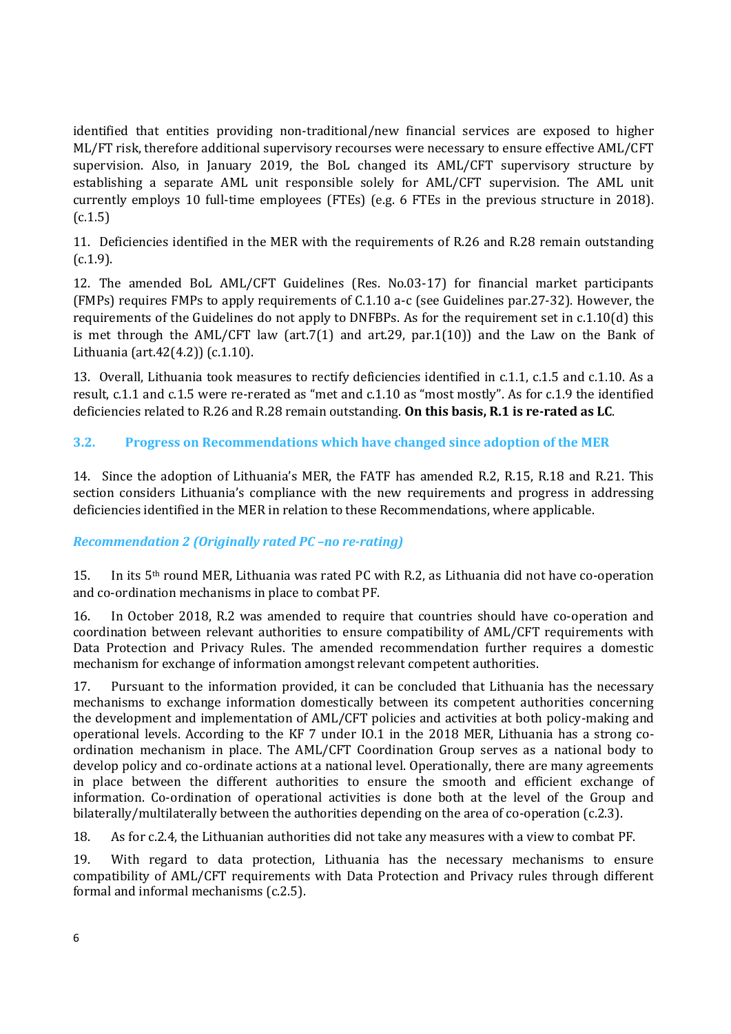identified that entities providing non-traditional/new financial services are exposed to higher ML/FT risk, therefore additional supervisory recourses were necessary to ensure effective AML/CFT supervision. Also, in January 2019, the BoL changed its AML/CFT supervisory structure by establishing a separate AML unit responsible solely for AML/CFT supervision. The AML unit currently employs 10 full-time employees (FTEs) (e.g. 6 FTEs in the previous structure in 2018). (c.1.5)

11. Deficiencies identified in the MER with the requirements of R.26 and R.28 remain outstanding (c.1.9).

12. The amended BoL AML/CFT Guidelines (Res. No.03-17) for financial market participants (FMPs) requires FMPs to apply requirements of C.1.10 a-c (see Guidelines par.27-32). However, the requirements of the Guidelines do not apply to DNFBPs. As for the requirement set in c.1.10(d) this is met through the AML/CFT law (art.7(1) and art.29, par.1(10)) and the Law on the Bank of Lithuania (art.42(4.2)) (c.1.10).

13. Overall, Lithuania took measures to rectify deficiencies identified in c.1.1, c.1.5 and c.1.10. As a result, c.1.1 and c.1.5 were re-rerated as "met and c.1.10 as "most mostly". As for c.1.9 the identified deficiencies related to R.26 and R.28 remain outstanding. **On this basis, R.1 is re-rated as LC**.

## 3.2. Progress on Recommendations which have changed since adoption of the MER

14. Since the adoption of Lithuania's MER, the FATF has amended R.2, R.15, R.18 and R.21. This section considers Lithuania's compliance with the new requirements and progress in addressing deficiencies identified in the MER in relation to these Recommendations, where applicable.

### *Recommendation 2 (Originally rated PC –no re-rating)*

15. In its 5th round MER, Lithuania was rated PC with R.2, as Lithuania did not have co-operation and co-ordination mechanisms in place to combat PF.

16. In October 2018, R.2 was amended to require that countries should have co-operation and coordination between relevant authorities to ensure compatibility of AML/CFT requirements with Data Protection and Privacy Rules. The amended recommendation further requires a domestic mechanism for exchange of information amongst relevant competent authorities.

17. Pursuant to the information provided, it can be concluded that Lithuania has the necessary mechanisms to exchange information domestically between its competent authorities concerning the development and implementation of AML/CFT policies and activities at both policy-making and operational levels. According to the KF 7 under IO.1 in the 2018 MER, Lithuania has a strong co-ordination mechanism in place. The AML/CFT Coordination Group serves as a national body to develop policy and co-ordinate actions at a national level. Operationally, there are many agreements in place between the different authorities to ensure the smooth and efficient exchange of information. Co-ordination of operational activities is done both at the level of the Group and bilaterally/multilaterally between the authorities depending on the area of co-operation (c.2.3).

18. As for c.2.4, the Lithuanian authorities did not take any measures with a view to combat PF.

19. With regard to data protection, Lithuania has the necessary mechanisms to ensure compatibility of AML/CFT requirements with Data Protection and Privacy rules through different formal and informal mechanisms (c.2.5).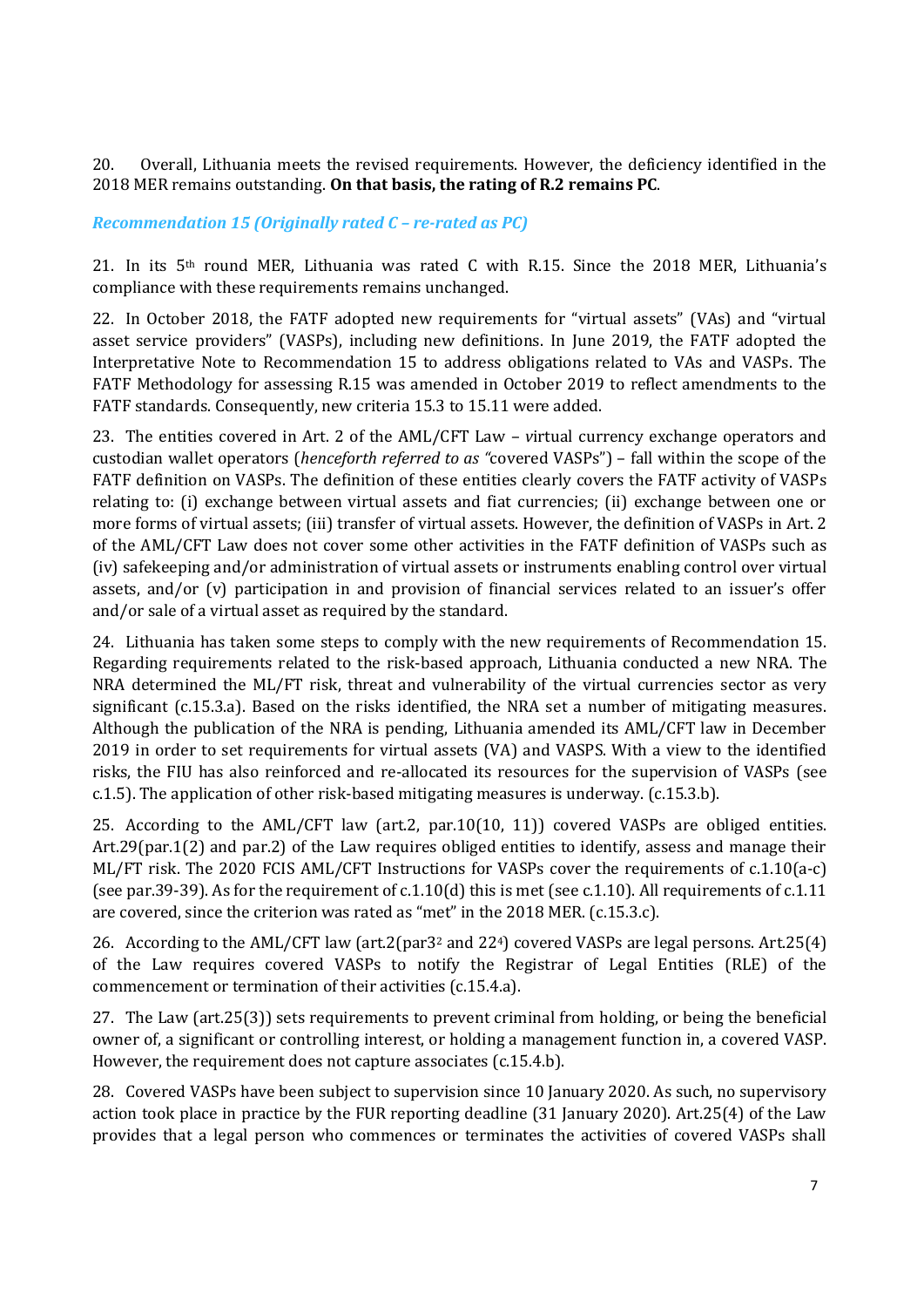20. Overall, Lithuania meets the revised requirements. However, the deficiency identified in the 2018 MER remains outstanding. **On that basis, the rating of R.2 remains PC**.

### *Recommendation 15 (Originally rated C – re-rated as PC)*

21. In its 5th round MER, Lithuania was rated C with R.15. Since the 2018 MER, Lithuania's compliance with these requirements remains unchanged.

22. In October 2018, the FATF adopted new requirements for "virtual assets" (VAs) and "virtual asset service providers" (VASPs), including new definitions. In June 2019, the FATF adopted the Interpretative Note to Recommendation 15 to address obligations related to VAs and VASPs. The FATF Methodology for assessing R.15 was amended in October 2019 to reflect amendments to the FATF standards. Consequently, new criteria 15.3 to 15.11 were added.

23. The entities covered in Art. 2 of the AML/CFT Law – virtual currency exchange operators and custodian wallet operators (*henceforth referred to as "*covered VASPs") – fall within the scope of the FATF definition on VASPs. The definition of these entities clearly covers the FATF activity of VASPs relating to: (i) exchange between virtual assets and fiat currencies; (ii) exchange between one or more forms of virtual assets; (iii) transfer of virtual assets. However, the definition of VASPs in Art. 2 of the AML/CFT Law does not cover some other activities in the FATF definition of VASPs such as (iv) safekeeping and/or administration of virtual assets or instruments enabling control over virtual assets, and/or (v) participation in and provision of financial services related to an issuer's offer and/or sale of a virtual asset as required by the standard.

24. Lithuania has taken some steps to comply with the new requirements of Recommendation 15. Regarding requirements related to the risk-based approach, Lithuania conducted a new NRA. The NRA determined the ML/FT risk, threat and vulnerability of the virtual currencies sector as very significant (c.15.3.a). Based on the risks identified, the NRA set a number of mitigating measures. Although the publication of the NRA is pending, Lithuania amended its AML/CFT law in December 2019 in order to set requirements for virtual assets (VA) and VASPS. With a view to the identified risks, the FIU has also reinforced and re-allocated its resources for the supervision of VASPs (see c.1.5). The application of other risk-based mitigating measures is underway. (c.15.3.b).

25. According to the AML/CFT law (art.2, par.10(10, 11)) covered VASPs are obliged entities. Art.29(par.1(2) and par.2) of the Law requires obliged entities to identify, assess and manage their ML/FT risk. The 2020 FCIS AML/CFT Instructions for VASPs cover the requirements of c.1.10(a-c) (see par.39-39). As for the requirement of c.1.10(d) this is met (see c.1.10). All requirements of c.1.11 are covered, since the criterion was rated as "met" in the 2018 MER. (c.15.3.c).

26. According to the AML/CFT law (art.2(par3[2] and 22[4]) covered VASPs are legal persons. Art.25(4) of the Law requires covered VASPs to notify the Registrar of Legal Entities (RLE) of the commencement or termination of their activities (c.15.4.a).

27. The Law (art.25(3)) sets requirements to prevent criminal from holding, or being the beneficial owner of, a significant or controlling interest, or holding a management function in, a covered VASP. However, the requirement does not capture associates (c.15.4.b).

28. Covered VASPs have been subject to supervision since 10 January 2020. As such, no supervisory action took place in practice by the FUR reporting deadline (31 January 2020). Art.25(4) of the Law provides that a legal person who commences or terminates the activities of covered VASPs shall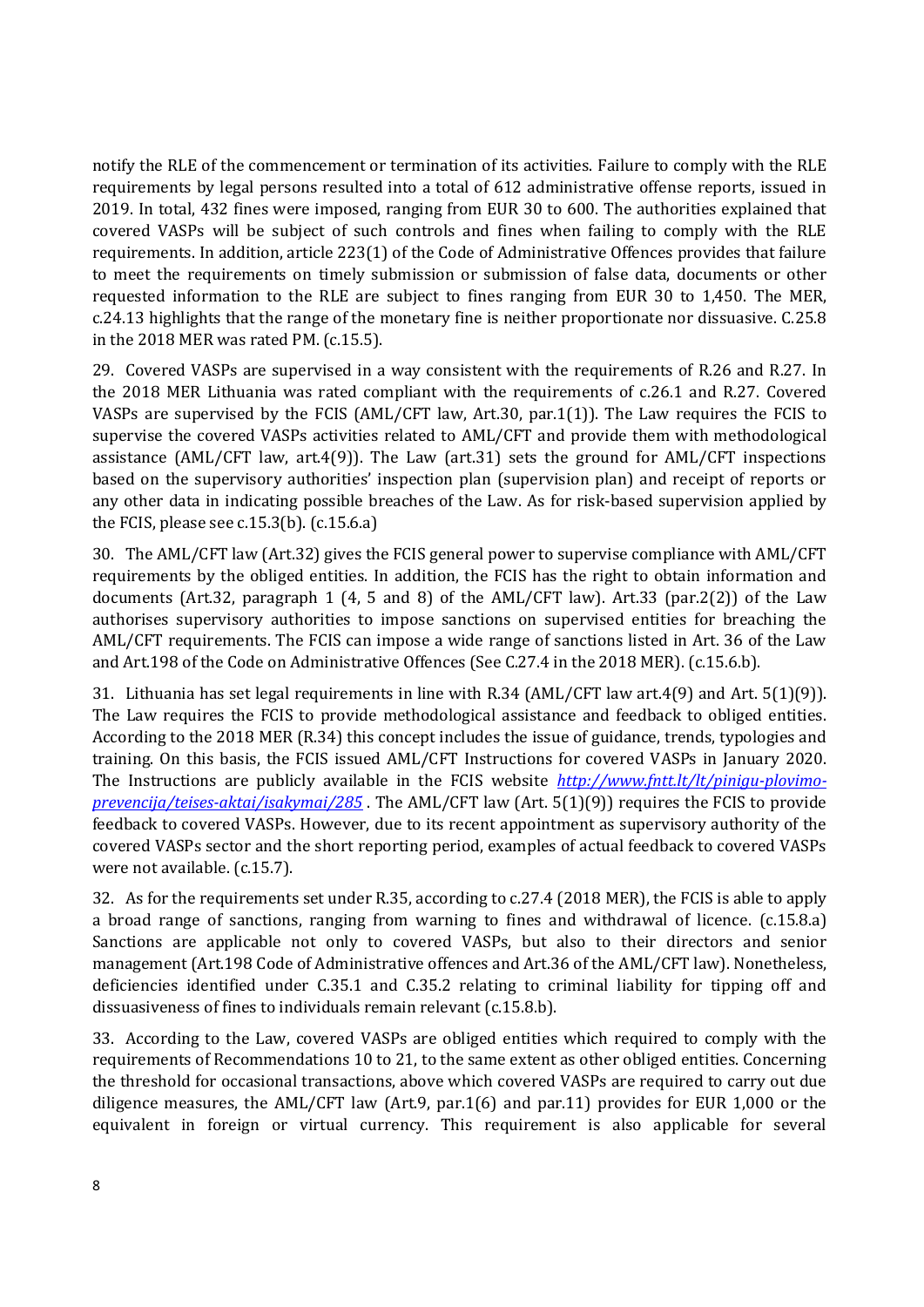notify the RLE of the commencement or termination of its activities. Failure to comply with the RLE requirements by legal persons resulted into a total of 612 administrative offense reports, issued in 2019. In total, 432 fines were imposed, ranging from EUR 30 to 600. The authorities explained that covered VASPs will be subject of such controls and fines when failing to comply with the RLE requirements. In addition, article 223(1) of the Code of Administrative Offences provides that failure to meet the requirements on timely submission or submission of false data, documents or other requested information to the RLE are subject to fines ranging from EUR 30 to 1,450. The MER, c.24.13 highlights that the range of the monetary fine is neither proportionate nor dissuasive. C.25.8 in the 2018 MER was rated PM. (c.15.5).

29. Covered VASPs are supervised in a way consistent with the requirements of R.26 and R.27. In the 2018 MER Lithuania was rated compliant with the requirements of c.26.1 and R.27. Covered VASPs are supervised by the FCIS (AML/CFT law, Art.30, par.1(1)). The Law requires the FCIS to supervise the covered VASPs activities related to AML/CFT and provide them with methodological assistance (AML/CFT law, art.4(9)). The Law (art.31) sets the ground for AML/CFT inspections based on the supervisory authorities' inspection plan (supervision plan) and receipt of reports or any other data in indicating possible breaches of the Law. As for risk-based supervision applied by the FCIS, please see c.15.3(b). (c.15.6.a)

30. The AML/CFT law (Art.32) gives the FCIS general power to supervise compliance with AML/CFT requirements by the obliged entities. In addition, the FCIS has the right to obtain information and documents (Art.32, paragraph 1 (4, 5 and 8) of the AML/CFT law). Art.33 (par.2(2)) of the Law authorises supervisory authorities to impose sanctions on supervised entities for breaching the AML/CFT requirements. The FCIS can impose a wide range of sanctions listed in Art. 36 of the Law and Art.198 of the Code on Administrative Offences (See C.27.4 in the 2018 MER). (c.15.6.b).

31. Lithuania has set legal requirements in line with R.34 (AML/CFT law art.4(9) and Art. 5(1)(9)). The Law requires the FCIS to provide methodological assistance and feedback to obliged entities. According to the 2018 MER (R.34) this concept includes the issue of guidance, trends, typologies and training. On this basis, the FCIS issued AML/CFT Instructions for covered VASPs in January 2020. The Instructions are publicly available in the FCIS website [http://www.fntt.lt/lt/pinigu-plovimo-prevencija/teises-aktai/isakymai/285](http://www.fntt.lt/lt/pinigu-plovimo-prevencija/teises-aktai/isakymai/285) . The AML/CFT law (Art. 5(1)(9)) requires the FCIS to provide feedback to covered VASPs. However, due to its recent appointment as supervisory authority of the covered VASPs sector and the short reporting period, examples of actual feedback to covered VASPs were not available. (c.15.7).

32. As for the requirements set under R.35, according to c.27.4 (2018 MER), the FCIS is able to apply a broad range of sanctions, ranging from warning to fines and withdrawal of licence. (c.15.8.a) Sanctions are applicable not only to covered VASPs, but also to their directors and senior management (Art.198 Code of Administrative offences and Art.36 of the AML/CFT law). Nonetheless, deficiencies identified under C.35.1 and C.35.2 relating to criminal liability for tipping off and dissuasiveness of fines to individuals remain relevant (c.15.8.b).

33. According to the Law, covered VASPs are obliged entities which required to comply with the requirements of Recommendations 10 to 21, to the same extent as other obliged entities. Concerning the threshold for occasional transactions, above which covered VASPs are required to carry out due diligence measures, the AML/CFT law (Art.9, par.1(6) and par.11) provides for EUR 1,000 or the equivalent in foreign or virtual currency. This requirement is also applicable for several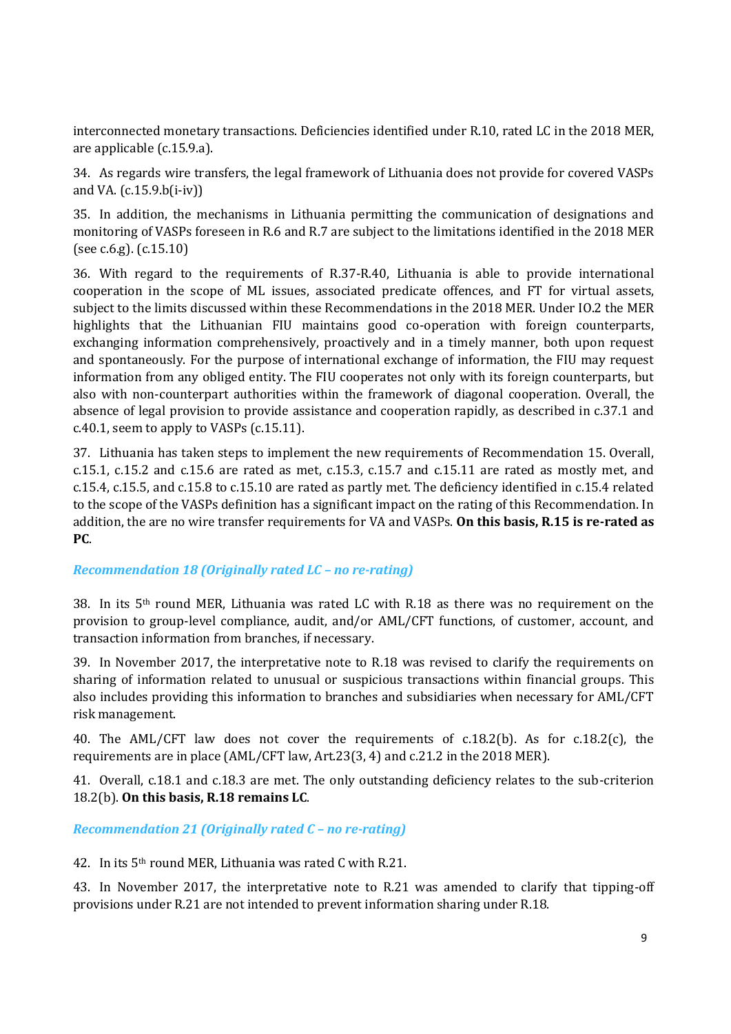interconnected monetary transactions. Deficiencies identified under R.10, rated LC in the 2018 MER, are applicable (c.15.9.a).

34. As regards wire transfers, the legal framework of Lithuania does not provide for covered VASPs and VA. (c.15.9.b(i-iv))

35. In addition, the mechanisms in Lithuania permitting the communication of designations and monitoring of VASPs foreseen in R.6 and R.7 are subject to the limitations identified in the 2018 MER (see c.6.g). (c.15.10)

36. With regard to the requirements of R.37-R.40, Lithuania is able to provide international cooperation in the scope of ML issues, associated predicate offences, and FT for virtual assets, subject to the limits discussed within these Recommendations in the 2018 MER. Under IO.2 the MER highlights that the Lithuanian FIU maintains good co-operation with foreign counterparts, exchanging information comprehensively, proactively and in a timely manner, both upon request and spontaneously. For the purpose of international exchange of information, the FIU may request information from any obliged entity. The FIU cooperates not only with its foreign counterparts, but also with non-counterpart authorities within the framework of diagonal cooperation. Overall, the absence of legal provision to provide assistance and cooperation rapidly, as described in c.37.1 and c.40.1, seem to apply to VASPs (c.15.11).

37. Lithuania has taken steps to implement the new requirements of Recommendation 15. Overall, c.15.1, c.15.2 and c.15.6 are rated as met, c.15.3, c.15.7 and c.15.11 are rated as mostly met, and c.15.4, c.15.5, and c.15.8 to c.15.10 are rated as partly met. The deficiency identified in c.15.4 related to the scope of the VASPs definition has a significant impact on the rating of this Recommendation. In addition, the are no wire transfer requirements for VA and VASPs. **On this basis, R.15 is re-rated as PC**.

### *Recommendation 18 (Originally rated LC – no re-rating)*

38. In its 5th round MER, Lithuania was rated LC with R.18 as there was no requirement on the provision to group-level compliance, audit, and/or AML/CFT functions, of customer, account, and transaction information from branches, if necessary.

39. In November 2017, the interpretative note to R.18 was revised to clarify the requirements on sharing of information related to unusual or suspicious transactions within financial groups. This also includes providing this information to branches and subsidiaries when necessary for AML/CFT risk management.

40. The AML/CFT law does not cover the requirements of c.18.2(b). As for c.18.2(c), the requirements are in place (AML/CFT law, Art.23(3, 4) and c.21.2 in the 2018 MER).

41. Overall, c.18.1 and c.18.3 are met. The only outstanding deficiency relates to the sub-criterion 18.2(b). **On this basis, R.18 remains LC**.

### *Recommendation 21 (Originally rated C – no re-rating)*

42. In its 5th round MER, Lithuania was rated C with R.21.

43. In November 2017, the interpretative note to R.21 was amended to clarify that tipping-off provisions under R.21 are not intended to prevent information sharing under R.18.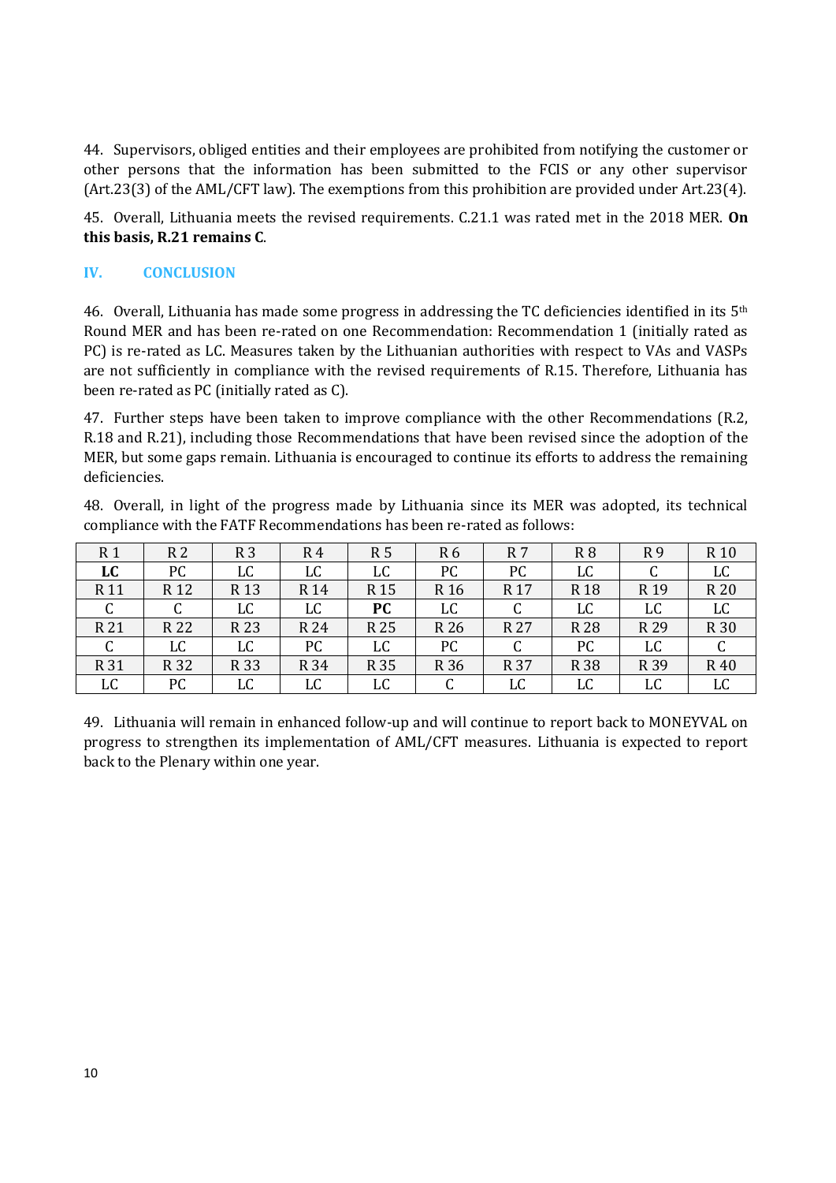44. Supervisors, obliged entities and their employees are prohibited from notifying the customer or other persons that the information has been submitted to the FCIS or any other supervisor (Art.23(3) of the AML/CFT law). The exemptions from this prohibition are provided under Art.23(4).

45. Overall, Lithuania meets the revised requirements. C.21.1 was rated met in the 2018 MER. **On this basis, R.21 remains C**.

## IV. CONCLUSION

46. Overall, Lithuania has made some progress in addressing the TC deficiencies identified in its 5th Round MER and has been re-rated on one Recommendation: Recommendation 1 (initially rated as PC) is re-rated as LC. Measures taken by the Lithuanian authorities with respect to VAs and VASPs are not sufficiently in compliance with the revised requirements of R.15. Therefore, Lithuania has been re-rated as PC (initially rated as C).

47. Further steps have been taken to improve compliance with the other Recommendations (R.2, R.18 and R.21), including those Recommendations that have been revised since the adoption of the MER, but some gaps remain. Lithuania is encouraged to continue its efforts to address the remaining deficiencies.

48. Overall, in light of the progress made by Lithuania since its MER was adopted, its technical compliance with the FATF Recommendations has been re-rated as follows:

| R 1 | R 2 | R 3 | R 4 | R 5 | R 6 | R 7 | R 8 | R 9 | R 10 |
|---|---|---|---|---|---|---|---|---|---|
| **LC** | PC | LC | LC | LC | PC | PC | LC | C | LC |
| R 11 | R 12 | R 13 | R 14 | R 15 | R 16 | R 17 | R 18 | R 19 | R 20 |
| C | C | LC | LC | **PC** | LC | C | LC | LC | LC |
| R 21 | R 22 | R 23 | R 24 | R 25 | R 26 | R 27 | R 28 | R 29 | R 30 |
| C | LC | LC | PC | LC | PC | C | PC | LC | C |
| R 31 | R 32 | R 33 | R 34 | R 35 | R 36 | R 37 | R 38 | R 39 | R 40 |
| LC | PC | LC | LC | LC | C | LC | LC | LC | LC |

49. Lithuania will remain in enhanced follow-up and will continue to report back to MONEYVAL on progress to strengthen its implementation of AML/CFT measures. Lithuania is expected to report back to the Plenary within one year.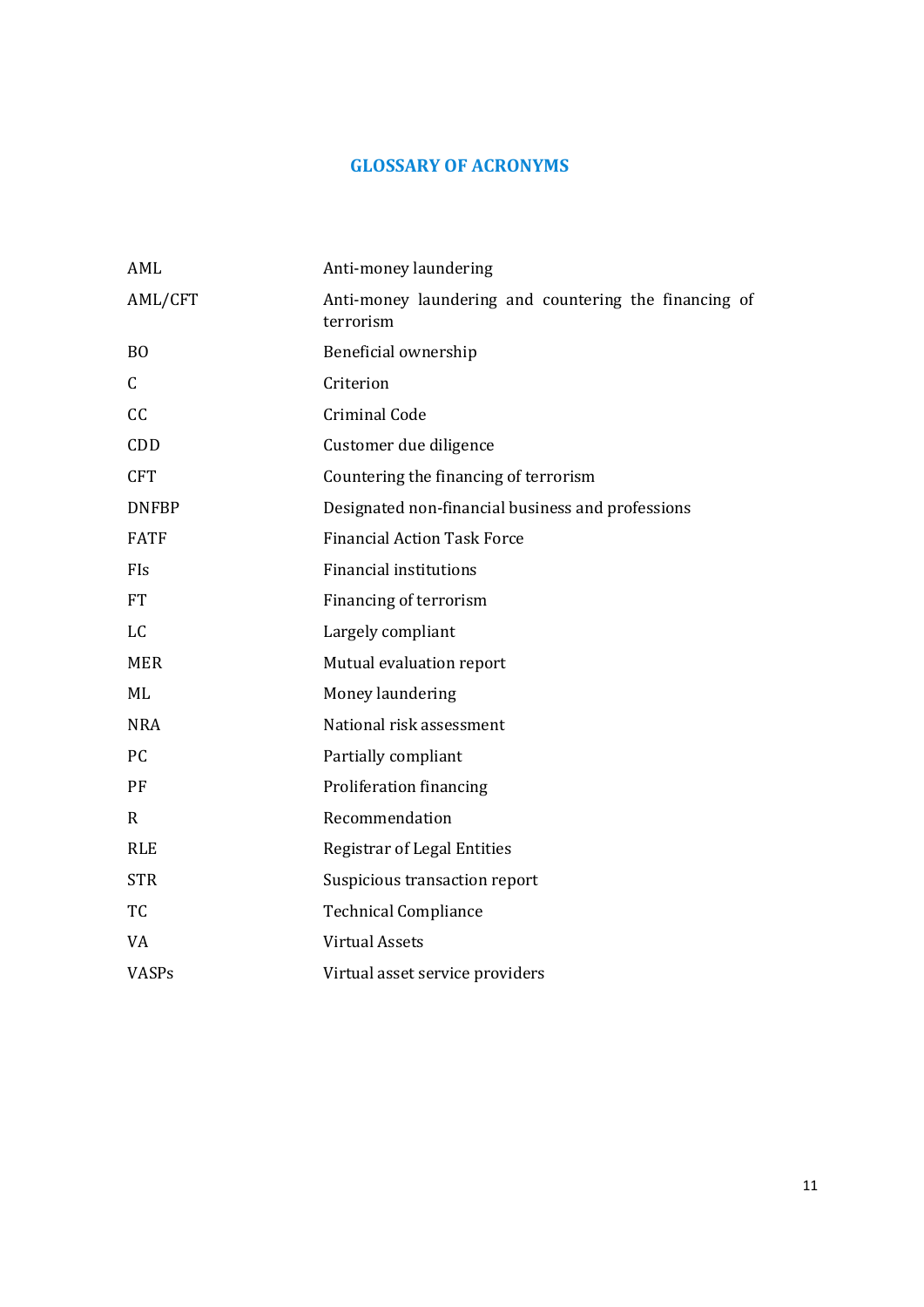## GLOSSARY OF ACRONYMS

| | |
|---|---|
| AML | Anti-money laundering |
| AML/CFT | Anti-money laundering and countering the financing of terrorism |
| BO | Beneficial ownership |
| C | Criterion |
| CC | Criminal Code |
| CDD | Customer due diligence |
| CFT | Countering the financing of terrorism |
| DNFBP | Designated non-financial business and professions |
| FATF | Financial Action Task Force |
| FIs | Financial institutions |
| FT | Financing of terrorism |
| LC | Largely compliant |
| MER | Mutual evaluation report |
| ML | Money laundering |
| NRA | National risk assessment |
| PC | Partially compliant |
| PF | Proliferation financing |
| R | Recommendation |
| RLE | Registrar of Legal Entities |
| STR | Suspicious transaction report |
| TC | Technical Compliance |
| VA | Virtual Assets |
| VASPs | Virtual asset service providers |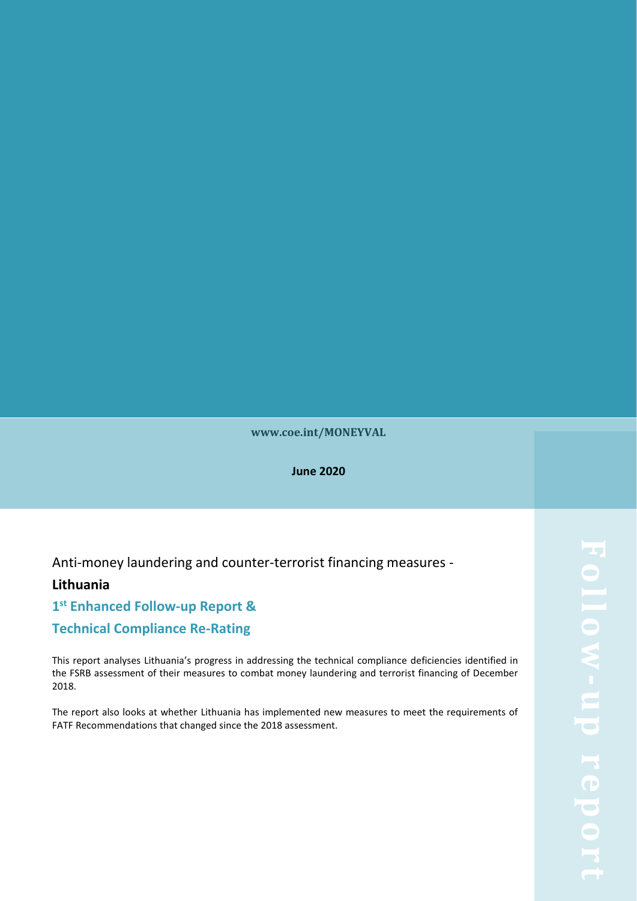www.coe.int/MONEYVAL

**June 2020**

Anti-money laundering and counter-terrorist financing measures -

**Lithuania**

**1st Enhanced Follow-up Report &**

**Technical Compliance Re-Rating**

This report analyses Lithuania's progress in addressing the technical compliance deficiencies identified in the FSRB assessment of their measures to combat money laundering and terrorist financing of December 2018.

The report also looks at whether Lithuania has implemented new measures to meet the requirements of FATF Recommendations that changed since the 2018 assessment.

Follow-up report